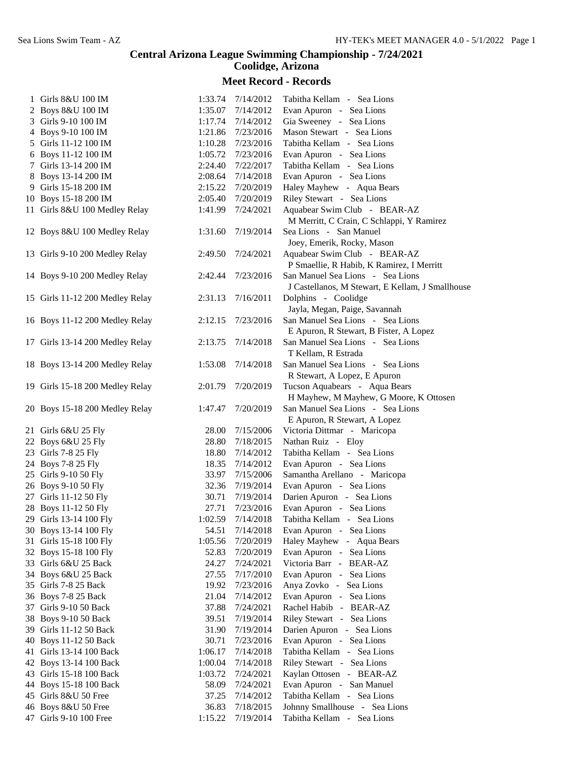# Central Arizona League Swimming Championship - 7/24/2021

## Coolidge, Arizona

### Meet Record - Records

| # | Event | Time | Date | Name / Team |
|---|---|---|---|---|
| 1 | Girls 8&U 100 IM | 1:33.74 | 7/14/2012 | Tabitha Kellam - Sea Lions |
| 2 | Boys 8&U 100 IM | 1:35.07 | 7/14/2012 | Evan Apuron - Sea Lions |
| 3 | Girls 9-10 100 IM | 1:17.74 | 7/14/2012 | Gia Sweeney - Sea Lions |
| 4 | Boys 9-10 100 IM | 1:21.86 | 7/23/2016 | Mason Stewart - Sea Lions |
| 5 | Girls 11-12 100 IM | 1:10.28 | 7/23/2016 | Tabitha Kellam - Sea Lions |
| 6 | Boys 11-12 100 IM | 1:05.72 | 7/23/2016 | Evan Apuron - Sea Lions |
| 7 | Girls 13-14 200 IM | 2:24.40 | 7/22/2017 | Tabitha Kellam - Sea Lions |
| 8 | Boys 13-14 200 IM | 2:08.64 | 7/14/2018 | Evan Apuron - Sea Lions |
| 9 | Girls 15-18 200 IM | 2:15.22 | 7/20/2019 | Haley Mayhew - Aqua Bears |
| 10 | Boys 15-18 200 IM | 2:05.40 | 7/20/2019 | Riley Stewart - Sea Lions |
| 11 | Girls 8&U 100 Medley Relay | 1:41.99 | 7/24/2021 | Aquabear Swim Club - BEAR-AZ<br>M Merritt, C Crain, C Schlappi, Y Ramirez |
| 12 | Boys 8&U 100 Medley Relay | 1:31.60 | 7/19/2014 | Sea Lions - San Manuel<br>Joey, Emerik, Rocky, Mason |
| 13 | Girls 9-10 200 Medley Relay | 2:49.50 | 7/24/2021 | Aquabear Swim Club - BEAR-AZ<br>P Smaellie, R Habib, K Ramirez, I Merritt |
| 14 | Boys 9-10 200 Medley Relay | 2:42.44 | 7/23/2016 | San Manuel Sea Lions - Sea Lions<br>J Castellanos, M Stewart, E Kellam, J Smallhouse |
| 15 | Girls 11-12 200 Medley Relay | 2:31.13 | 7/16/2011 | Dolphins - Coolidge<br>Jayla, Megan, Paige, Savannah |
| 16 | Boys 11-12 200 Medley Relay | 2:12.15 | 7/23/2016 | San Manuel Sea Lions - Sea Lions<br>E Apuron, R Stewart, B Fister, A Lopez |
| 17 | Girls 13-14 200 Medley Relay | 2:13.75 | 7/14/2018 | San Manuel Sea Lions - Sea Lions<br>T Kellam, R Estrada |
| 18 | Boys 13-14 200 Medley Relay | 1:53.08 | 7/14/2018 | San Manuel Sea Lions - Sea Lions<br>R Stewart, A Lopez, E Apuron |
| 19 | Girls 15-18 200 Medley Relay | 2:01.79 | 7/20/2019 | Tucson Aquabears - Aqua Bears<br>H Mayhew, M Mayhew, G Moore, K Ottosen |
| 20 | Boys 15-18 200 Medley Relay | 1:47.47 | 7/20/2019 | San Manuel Sea Lions - Sea Lions<br>E Apuron, R Stewart, A Lopez |
| 21 | Girls 6&U 25 Fly | 28.00 | 7/15/2006 | Victoria Dittmar - Maricopa |
| 22 | Boys 6&U 25 Fly | 28.80 | 7/18/2015 | Nathan Ruiz - Eloy |
| 23 | Girls 7-8 25 Fly | 18.80 | 7/14/2012 | Tabitha Kellam - Sea Lions |
| 24 | Boys 7-8 25 Fly | 18.35 | 7/14/2012 | Evan Apuron - Sea Lions |
| 25 | Girls 9-10 50 Fly | 33.97 | 7/15/2006 | Samantha Arellano - Maricopa |
| 26 | Boys 9-10 50 Fly | 32.36 | 7/19/2014 | Evan Apuron - Sea Lions |
| 27 | Girls 11-12 50 Fly | 30.71 | 7/19/2014 | Darien Apuron - Sea Lions |
| 28 | Boys 11-12 50 Fly | 27.71 | 7/23/2016 | Evan Apuron - Sea Lions |
| 29 | Girls 13-14 100 Fly | 1:02.59 | 7/14/2018 | Tabitha Kellam - Sea Lions |
| 30 | Boys 13-14 100 Fly | 54.51 | 7/14/2018 | Evan Apuron - Sea Lions |
| 31 | Girls 15-18 100 Fly | 1:05.56 | 7/20/2019 | Haley Mayhew - Aqua Bears |
| 32 | Boys 15-18 100 Fly | 52.83 | 7/20/2019 | Evan Apuron - Sea Lions |
| 33 | Girls 6&U 25 Back | 24.27 | 7/24/2021 | Victoria Barr - BEAR-AZ |
| 34 | Boys 6&U 25 Back | 27.55 | 7/17/2010 | Evan Apuron - Sea Lions |
| 35 | Girls 7-8 25 Back | 19.92 | 7/23/2016 | Anya Zovko - Sea Lions |
| 36 | Boys 7-8 25 Back | 21.04 | 7/14/2012 | Evan Apuron - Sea Lions |
| 37 | Girls 9-10 50 Back | 37.88 | 7/24/2021 | Rachel Habib - BEAR-AZ |
| 38 | Boys 9-10 50 Back | 39.51 | 7/19/2014 | Riley Stewart - Sea Lions |
| 39 | Girls 11-12 50 Back | 31.90 | 7/19/2014 | Darien Apuron - Sea Lions |
| 40 | Boys 11-12 50 Back | 30.71 | 7/23/2016 | Evan Apuron - Sea Lions |
| 41 | Girls 13-14 100 Back | 1:06.17 | 7/14/2018 | Tabitha Kellam - Sea Lions |
| 42 | Boys 13-14 100 Back | 1:00.04 | 7/14/2018 | Riley Stewart - Sea Lions |
| 43 | Girls 15-18 100 Back | 1:03.72 | 7/24/2021 | Kaylan Ottosen - BEAR-AZ |
| 44 | Boys 15-18 100 Back | 58.09 | 7/24/2021 | Evan Apuron - San Manuel |
| 45 | Girls 8&U 50 Free | 37.25 | 7/14/2012 | Tabitha Kellam - Sea Lions |
| 46 | Boys 8&U 50 Free | 36.83 | 7/18/2015 | Johnny Smallhouse - Sea Lions |
| 47 | Girls 9-10 100 Free | 1:15.22 | 7/19/2014 | Tabitha Kellam - Sea Lions |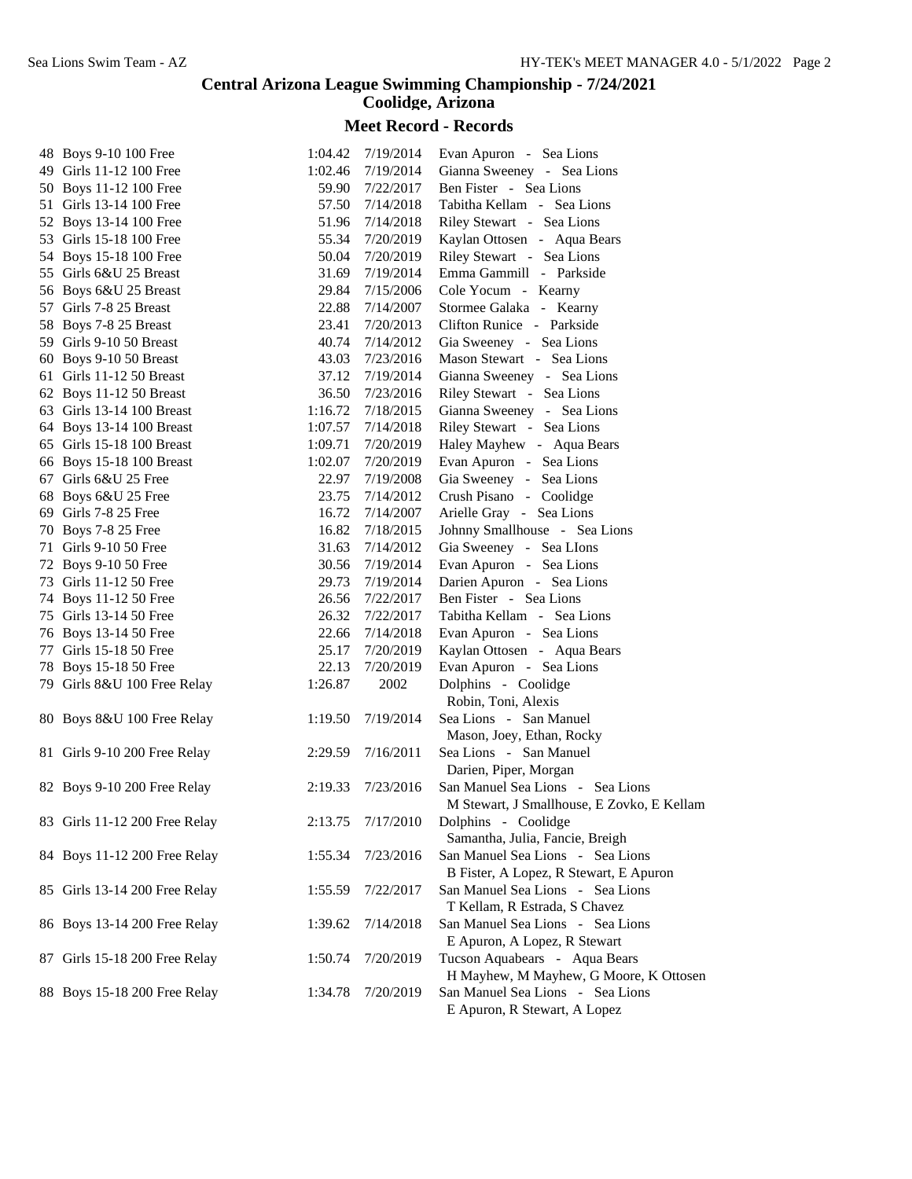## Central Arizona League Swimming Championship - 7/24/2021
### Coolidge, Arizona
### Meet Record - Records

| | | | | |
|---|---|---|---|---|
| 48 | Boys 9-10 100 Free | 1:04.42 | 7/19/2014 | Evan Apuron - Sea Lions |
| 49 | Girls 11-12 100 Free | 1:02.46 | 7/19/2014 | Gianna Sweeney - Sea Lions |
| 50 | Boys 11-12 100 Free | 59.90 | 7/22/2017 | Ben Fister - Sea Lions |
| 51 | Girls 13-14 100 Free | 57.50 | 7/14/2018 | Tabitha Kellam - Sea Lions |
| 52 | Boys 13-14 100 Free | 51.96 | 7/14/2018 | Riley Stewart - Sea Lions |
| 53 | Girls 15-18 100 Free | 55.34 | 7/20/2019 | Kaylan Ottosen - Aqua Bears |
| 54 | Boys 15-18 100 Free | 50.04 | 7/20/2019 | Riley Stewart - Sea Lions |
| 55 | Girls 6&U 25 Breast | 31.69 | 7/19/2014 | Emma Gammill - Parkside |
| 56 | Boys 6&U 25 Breast | 29.84 | 7/15/2006 | Cole Yocum - Kearny |
| 57 | Girls 7-8 25 Breast | 22.88 | 7/14/2007 | Stormee Galaka - Kearny |
| 58 | Boys 7-8 25 Breast | 23.41 | 7/20/2013 | Clifton Runice - Parkside |
| 59 | Girls 9-10 50 Breast | 40.74 | 7/14/2012 | Gia Sweeney - Sea Lions |
| 60 | Boys 9-10 50 Breast | 43.03 | 7/23/2016 | Mason Stewart - Sea Lions |
| 61 | Girls 11-12 50 Breast | 37.12 | 7/19/2014 | Gianna Sweeney - Sea Lions |
| 62 | Boys 11-12 50 Breast | 36.50 | 7/23/2016 | Riley Stewart - Sea Lions |
| 63 | Girls 13-14 100 Breast | 1:16.72 | 7/18/2015 | Gianna Sweeney - Sea Lions |
| 64 | Boys 13-14 100 Breast | 1:07.57 | 7/14/2018 | Riley Stewart - Sea Lions |
| 65 | Girls 15-18 100 Breast | 1:09.71 | 7/20/2019 | Haley Mayhew - Aqua Bears |
| 66 | Boys 15-18 100 Breast | 1:02.07 | 7/20/2019 | Evan Apuron - Sea Lions |
| 67 | Girls 6&U 25 Free | 22.97 | 7/19/2008 | Gia Sweeney - Sea Lions |
| 68 | Boys 6&U 25 Free | 23.75 | 7/14/2012 | Crush Pisano - Coolidge |
| 69 | Girls 7-8 25 Free | 16.72 | 7/14/2007 | Arielle Gray - Sea Lions |
| 70 | Boys 7-8 25 Free | 16.82 | 7/18/2015 | Johnny Smallhouse - Sea Lions |
| 71 | Girls 9-10 50 Free | 31.63 | 7/14/2012 | Gia Sweeney - Sea LIons |
| 72 | Boys 9-10 50 Free | 30.56 | 7/19/2014 | Evan Apuron - Sea Lions |
| 73 | Girls 11-12 50 Free | 29.73 | 7/19/2014 | Darien Apuron - Sea Lions |
| 74 | Boys 11-12 50 Free | 26.56 | 7/22/2017 | Ben Fister - Sea Lions |
| 75 | Girls 13-14 50 Free | 26.32 | 7/22/2017 | Tabitha Kellam - Sea Lions |
| 76 | Boys 13-14 50 Free | 22.66 | 7/14/2018 | Evan Apuron - Sea Lions |
| 77 | Girls 15-18 50 Free | 25.17 | 7/20/2019 | Kaylan Ottosen - Aqua Bears |
| 78 | Boys 15-18 50 Free | 22.13 | 7/20/2019 | Evan Apuron - Sea Lions |
| 79 | Girls 8&U 100 Free Relay | 1:26.87 | 2002 | Dolphins - Coolidge<br>Robin, Toni, Alexis |
| 80 | Boys 8&U 100 Free Relay | 1:19.50 | 7/19/2014 | Sea Lions - San Manuel<br>Mason, Joey, Ethan, Rocky |
| 81 | Girls 9-10 200 Free Relay | 2:29.59 | 7/16/2011 | Sea Lions - San Manuel<br>Darien, Piper, Morgan |
| 82 | Boys 9-10 200 Free Relay | 2:19.33 | 7/23/2016 | San Manuel Sea Lions - Sea Lions<br>M Stewart, J Smallhouse, E Zovko, E Kellam |
| 83 | Girls 11-12 200 Free Relay | 2:13.75 | 7/17/2010 | Dolphins - Coolidge<br>Samantha, Julia, Fancie, Breigh |
| 84 | Boys 11-12 200 Free Relay | 1:55.34 | 7/23/2016 | San Manuel Sea Lions - Sea Lions<br>B Fister, A Lopez, R Stewart, E Apuron |
| 85 | Girls 13-14 200 Free Relay | 1:55.59 | 7/22/2017 | San Manuel Sea Lions - Sea Lions<br>T Kellam, R Estrada, S Chavez |
| 86 | Boys 13-14 200 Free Relay | 1:39.62 | 7/14/2018 | San Manuel Sea Lions - Sea Lions<br>E Apuron, A Lopez, R Stewart |
| 87 | Girls 15-18 200 Free Relay | 1:50.74 | 7/20/2019 | Tucson Aquabears - Aqua Bears<br>H Mayhew, M Mayhew, G Moore, K Ottosen |
| 88 | Boys 15-18 200 Free Relay | 1:34.78 | 7/20/2019 | San Manuel Sea Lions - Sea Lions<br>E Apuron, R Stewart, A Lopez |